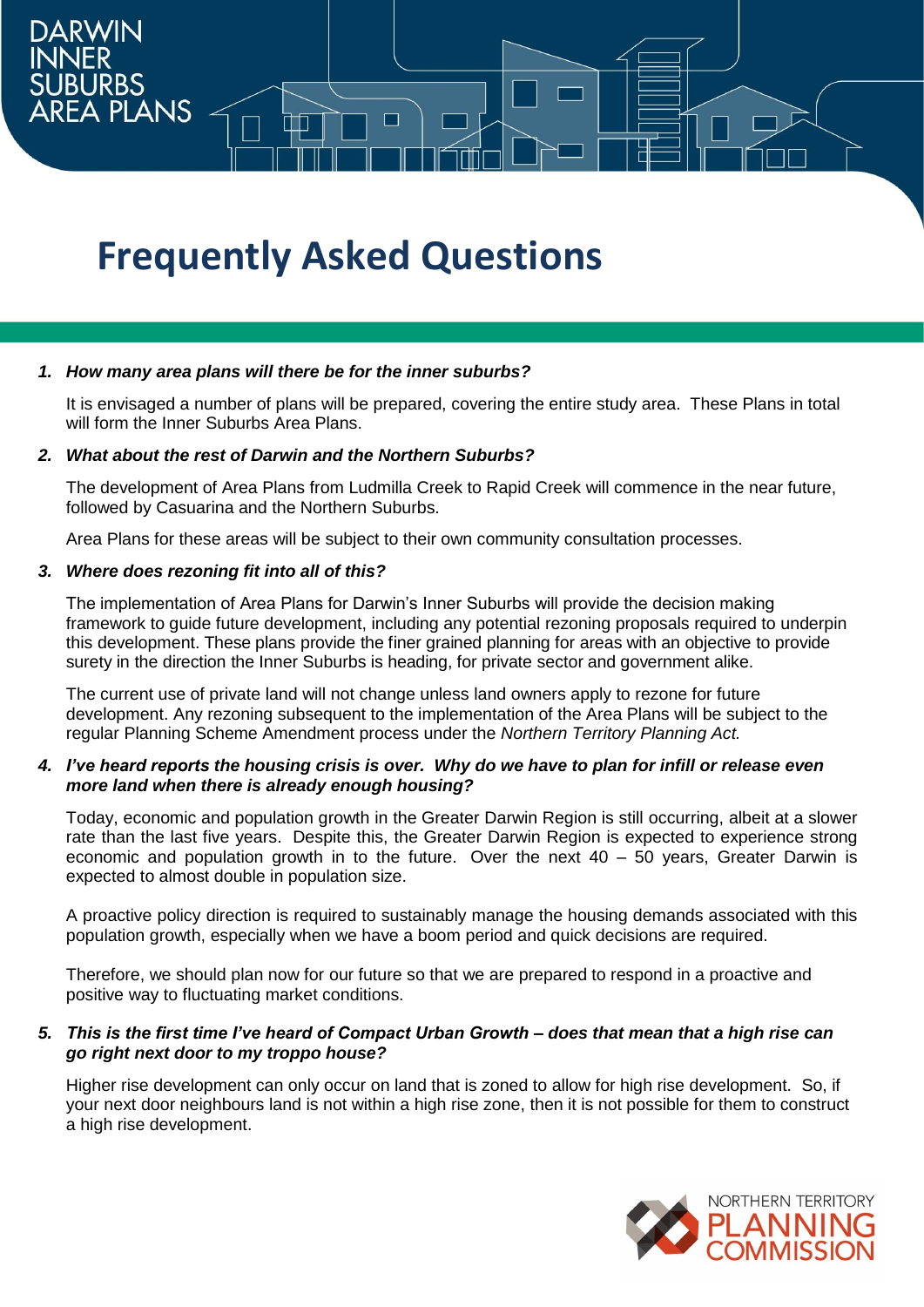DARWIN INNER SUBURBS AREA PLANS

# Frequently Asked Questions

1. ***How many area plans will there be for the inner suburbs?***

   It is envisaged a number of plans will be prepared, covering the entire study area. These Plans in total will form the Inner Suburbs Area Plans.

2. ***What about the rest of Darwin and the Northern Suburbs?***

   The development of Area Plans from Ludmilla Creek to Rapid Creek will commence in the near future, followed by Casuarina and the Northern Suburbs.

   Area Plans for these areas will be subject to their own community consultation processes.

3. ***Where does rezoning fit into all of this?***

   The implementation of Area Plans for Darwin's Inner Suburbs will provide the decision making framework to guide future development, including any potential rezoning proposals required to underpin this development. These plans provide the finer grained planning for areas with an objective to provide surety in the direction the Inner Suburbs is heading, for private sector and government alike.

   The current use of private land will not change unless land owners apply to rezone for future development. Any rezoning subsequent to the implementation of the Area Plans will be subject to the regular Planning Scheme Amendment process under the *Northern Territory Planning Act.*

4. ***I've heard reports the housing crisis is over. Why do we have to plan for infill or release even more land when there is already enough housing?***

   Today, economic and population growth in the Greater Darwin Region is still occurring, albeit at a slower rate than the last five years. Despite this, the Greater Darwin Region is expected to experience strong economic and population growth in to the future. Over the next 40 – 50 years, Greater Darwin is expected to almost double in population size.

   A proactive policy direction is required to sustainably manage the housing demands associated with this population growth, especially when we have a boom period and quick decisions are required.

   Therefore, we should plan now for our future so that we are prepared to respond in a proactive and positive way to fluctuating market conditions.

5. ***This is the first time I've heard of Compact Urban Growth – does that mean that a high rise can go right next door to my troppo house?***

   Higher rise development can only occur on land that is zoned to allow for high rise development. So, if your next door neighbours land is not within a high rise zone, then it is not possible for them to construct a high rise development.

NORTHERN TERRITORY PLANNING COMMISSION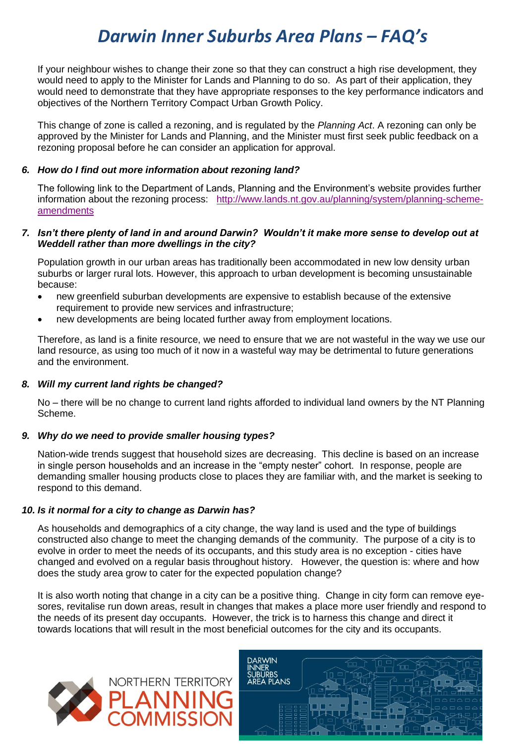# Darwin Inner Suburbs Area Plans – FAQ's

If your neighbour wishes to change their zone so that they can construct a high rise development, they would need to apply to the Minister for Lands and Planning to do so. As part of their application, they would need to demonstrate that they have appropriate responses to the key performance indicators and objectives of the Northern Territory Compact Urban Growth Policy.

This change of zone is called a rezoning, and is regulated by the *Planning Act*. A rezoning can only be approved by the Minister for Lands and Planning, and the Minister must first seek public feedback on a rezoning proposal before he can consider an application for approval.

***6. How do I find out more information about rezoning land?***

The following link to the Department of Lands, Planning and the Environment's website provides further information about the rezoning process: [http://www.lands.nt.gov.au/planning/system/planning-scheme-amendments](http://www.lands.nt.gov.au/planning/system/planning-scheme-amendments)

***7. Isn't there plenty of land in and around Darwin? Wouldn't it make more sense to develop out at Weddell rather than more dwellings in the city?***

Population growth in our urban areas has traditionally been accommodated in new low density urban suburbs or larger rural lots. However, this approach to urban development is becoming unsustainable because:

- new greenfield suburban developments are expensive to establish because of the extensive requirement to provide new services and infrastructure;
- new developments are being located further away from employment locations.

Therefore, as land is a finite resource, we need to ensure that we are not wasteful in the way we use our land resource, as using too much of it now in a wasteful way may be detrimental to future generations and the environment.

***8. Will my current land rights be changed?***

No – there will be no change to current land rights afforded to individual land owners by the NT Planning Scheme.

***9. Why do we need to provide smaller housing types?***

Nation-wide trends suggest that household sizes are decreasing. This decline is based on an increase in single person households and an increase in the "empty nester" cohort. In response, people are demanding smaller housing products close to places they are familiar with, and the market is seeking to respond to this demand.

***10. Is it normal for a city to change as Darwin has?***

As households and demographics of a city change, the way land is used and the type of buildings constructed also change to meet the changing demands of the community. The purpose of a city is to evolve in order to meet the needs of its occupants, and this study area is no exception - cities have changed and evolved on a regular basis throughout history. However, the question is: where and how does the study area grow to cater for the expected population change?

It is also worth noting that change in a city can be a positive thing. Change in city form can remove eye-sores, revitalise run down areas, result in changes that makes a place more user friendly and respond to the needs of its present day occupants. However, the trick is to harness this change and direct it towards locations that will result in the most beneficial outcomes for the city and its occupants.

NORTHERN TERRITORY PLANNING COMMISSION

DARWIN INNER SUBURBS AREA PLANS